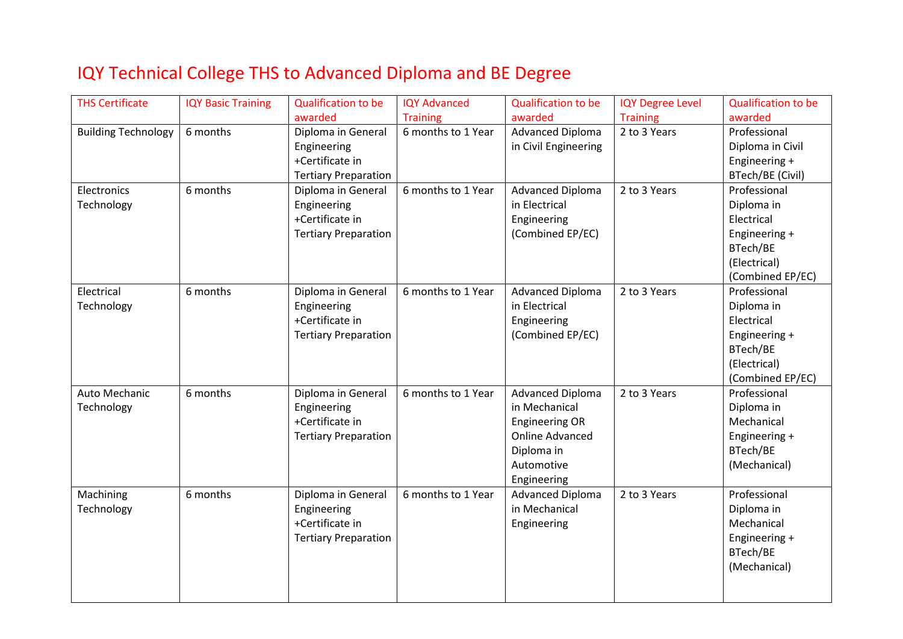# IQY Technical College THS to Advanced Diploma and BE Degree

| THS Certificate | IQY Basic Training | Qualification to be awarded | IQY Advanced Training | Qualification to be awarded | IQY Degree Level Training | Qualification to be awarded |
|---|---|---|---|---|---|---|
| Building Technology | 6 months | Diploma in General Engineering +Certificate in Tertiary Preparation | 6 months to 1 Year | Advanced Diploma in Civil Engineering | 2 to 3 Years | Professional Diploma in Civil Engineering + BTech/BE (Civil) |
| Electronics Technology | 6 months | Diploma in General Engineering +Certificate in Tertiary Preparation | 6 months to 1 Year | Advanced Diploma in Electrical Engineering (Combined EP/EC) | 2 to 3 Years | Professional Diploma in Electrical Engineering + BTech/BE (Electrical) (Combined EP/EC) |
| Electrical Technology | 6 months | Diploma in General Engineering +Certificate in Tertiary Preparation | 6 months to 1 Year | Advanced Diploma in Electrical Engineering (Combined EP/EC) | 2 to 3 Years | Professional Diploma in Electrical Engineering + BTech/BE (Electrical) (Combined EP/EC) |
| Auto Mechanic Technology | 6 months | Diploma in General Engineering +Certificate in Tertiary Preparation | 6 months to 1 Year | Advanced Diploma in Mechanical Engineering OR Online Advanced Diploma in Automotive Engineering | 2 to 3 Years | Professional Diploma in Mechanical Engineering + BTech/BE (Mechanical) |
| Machining Technology | 6 months | Diploma in General Engineering +Certificate in Tertiary Preparation | 6 months to 1 Year | Advanced Diploma in Mechanical Engineering | 2 to 3 Years | Professional Diploma in Mechanical Engineering + BTech/BE (Mechanical) |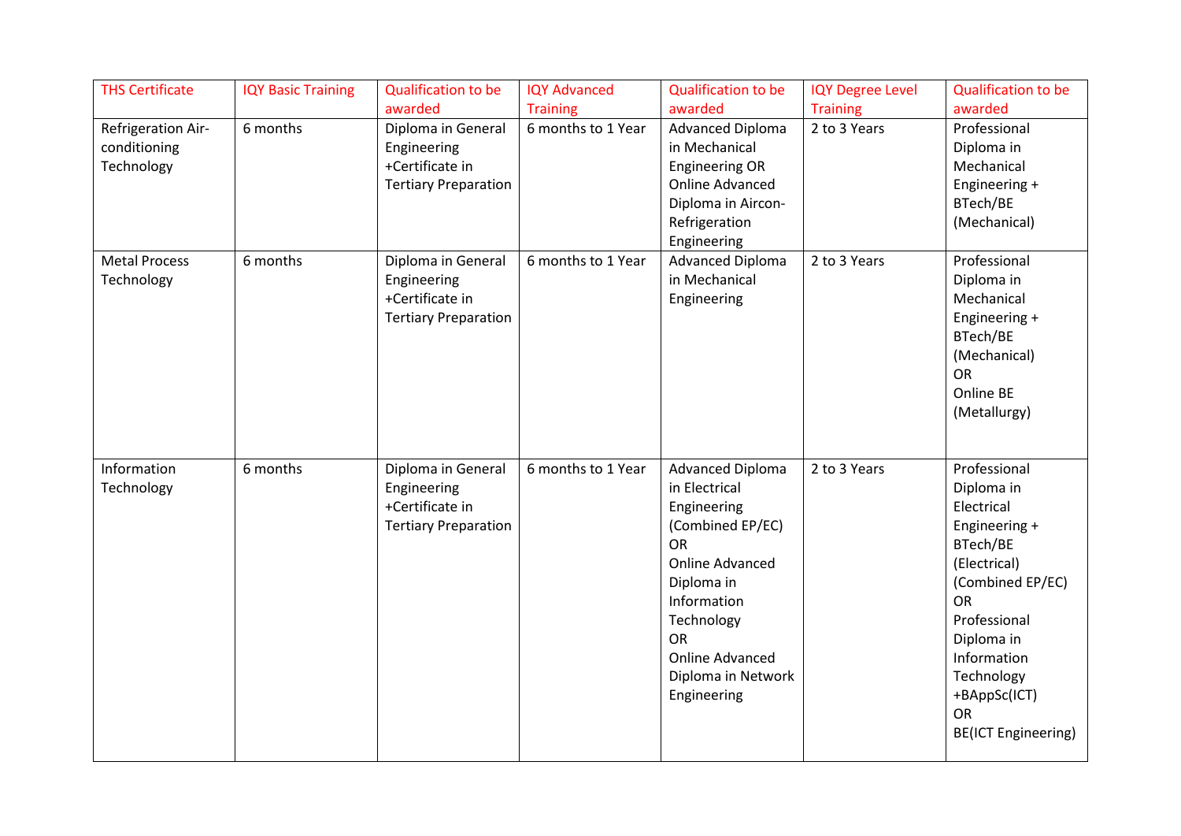| THS Certificate | IQY Basic Training | Qualification to be awarded | IQY Advanced Training | Qualification to be awarded | IQY Degree Level Training | Qualification to be awarded |
|---|---|---|---|---|---|---|
| Refrigeration Air-conditioning Technology | 6 months | Diploma in General Engineering +Certificate in Tertiary Preparation | 6 months to 1 Year | Advanced Diploma in Mechanical Engineering OR Online Advanced Diploma in Aircon-Refrigeration Engineering | 2 to 3 Years | Professional Diploma in Mechanical Engineering + BTech/BE (Mechanical) |
| Metal Process Technology | 6 months | Diploma in General Engineering +Certificate in Tertiary Preparation | 6 months to 1 Year | Advanced Diploma in Mechanical Engineering | 2 to 3 Years | Professional Diploma in Mechanical Engineering + BTech/BE (Mechanical) OR Online BE (Metallurgy) |
| Information Technology | 6 months | Diploma in General Engineering +Certificate in Tertiary Preparation | 6 months to 1 Year | Advanced Diploma in Electrical Engineering (Combined EP/EC) OR Online Advanced Diploma in Information Technology OR Online Advanced Diploma in Network Engineering | 2 to 3 Years | Professional Diploma in Electrical Engineering + BTech/BE (Electrical) (Combined EP/EC) OR Professional Diploma in Information Technology +BAppSc(ICT) OR BE(ICT Engineering) |